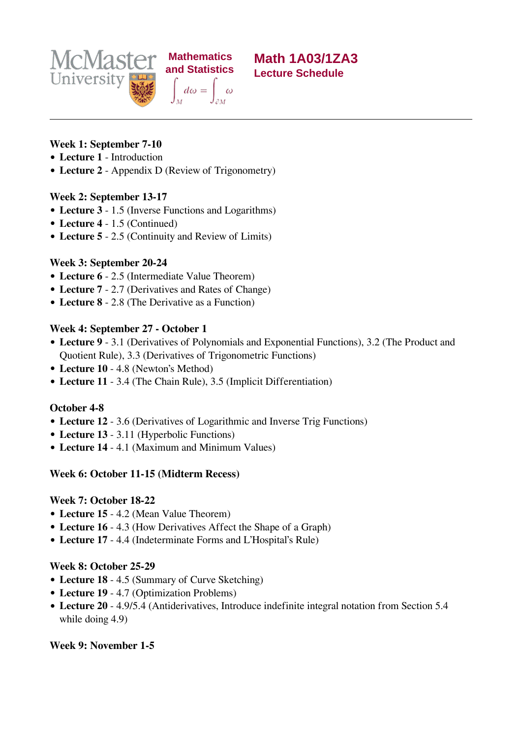McMaster University

Mathematics and Statistics

$$\int_M d\omega = \int_{\partial M} \omega$$

# Math 1A03/1ZA3

## Lecture Schedule

---

**Week 1: September 7-10**

- **Lecture 1** - Introduction
- **Lecture 2** - Appendix D (Review of Trigonometry)

**Week 2: September 13-17**

- **Lecture 3** - 1.5 (Inverse Functions and Logarithms)
- **Lecture 4** - 1.5 (Continued)
- **Lecture 5** - 2.5 (Continuity and Review of Limits)

**Week 3: September 20-24**

- **Lecture 6** - 2.5 (Intermediate Value Theorem)
- **Lecture 7** - 2.7 (Derivatives and Rates of Change)
- **Lecture 8** - 2.8 (The Derivative as a Function)

**Week 4: September 27 - October 1**

- **Lecture 9** - 3.1 (Derivatives of Polynomials and Exponential Functions), 3.2 (The Product and Quotient Rule), 3.3 (Derivatives of Trigonometric Functions)
- **Lecture 10** - 4.8 (Newton's Method)
- **Lecture 11** - 3.4 (The Chain Rule), 3.5 (Implicit Differentiation)

**October 4-8**

- **Lecture 12** - 3.6 (Derivatives of Logarithmic and Inverse Trig Functions)
- **Lecture 13** - 3.11 (Hyperbolic Functions)
- **Lecture 14** - 4.1 (Maximum and Minimum Values)

**Week 6: October 11-15 (Midterm Recess)**

**Week 7: October 18-22**

- **Lecture 15** - 4.2 (Mean Value Theorem)
- **Lecture 16** - 4.3 (How Derivatives Affect the Shape of a Graph)
- **Lecture 17** - 4.4 (Indeterminate Forms and L'Hospital's Rule)

**Week 8: October 25-29**

- **Lecture 18** - 4.5 (Summary of Curve Sketching)
- **Lecture 19** - 4.7 (Optimization Problems)
- **Lecture 20** - 4.9/5.4 (Antiderivatives, Introduce indefinite integral notation from Section 5.4 while doing 4.9)

**Week 9: November 1-5**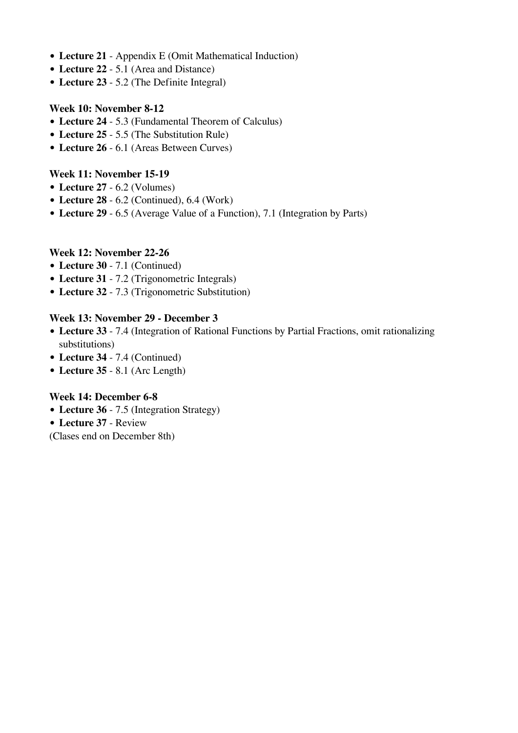- **Lecture 21** - Appendix E (Omit Mathematical Induction)
- **Lecture 22** - 5.1 (Area and Distance)
- **Lecture 23** - 5.2 (The Definite Integral)

**Week 10: November 8-12**

- **Lecture 24** - 5.3 (Fundamental Theorem of Calculus)
- **Lecture 25** - 5.5 (The Substitution Rule)
- **Lecture 26** - 6.1 (Areas Between Curves)

**Week 11: November 15-19**

- **Lecture 27** - 6.2 (Volumes)
- **Lecture 28** - 6.2 (Continued), 6.4 (Work)
- **Lecture 29** - 6.5 (Average Value of a Function), 7.1 (Integration by Parts)

**Week 12: November 22-26**

- **Lecture 30** - 7.1 (Continued)
- **Lecture 31** - 7.2 (Trigonometric Integrals)
- **Lecture 32** - 7.3 (Trigonometric Substitution)

**Week 13: November 29 - December 3**

- **Lecture 33** - 7.4 (Integration of Rational Functions by Partial Fractions, omit rationalizing substitutions)
- **Lecture 34** - 7.4 (Continued)
- **Lecture 35** - 8.1 (Arc Length)

**Week 14: December 6-8**

- **Lecture 36** - 7.5 (Integration Strategy)
- **Lecture 37** - Review

(Clases end on December 8th)